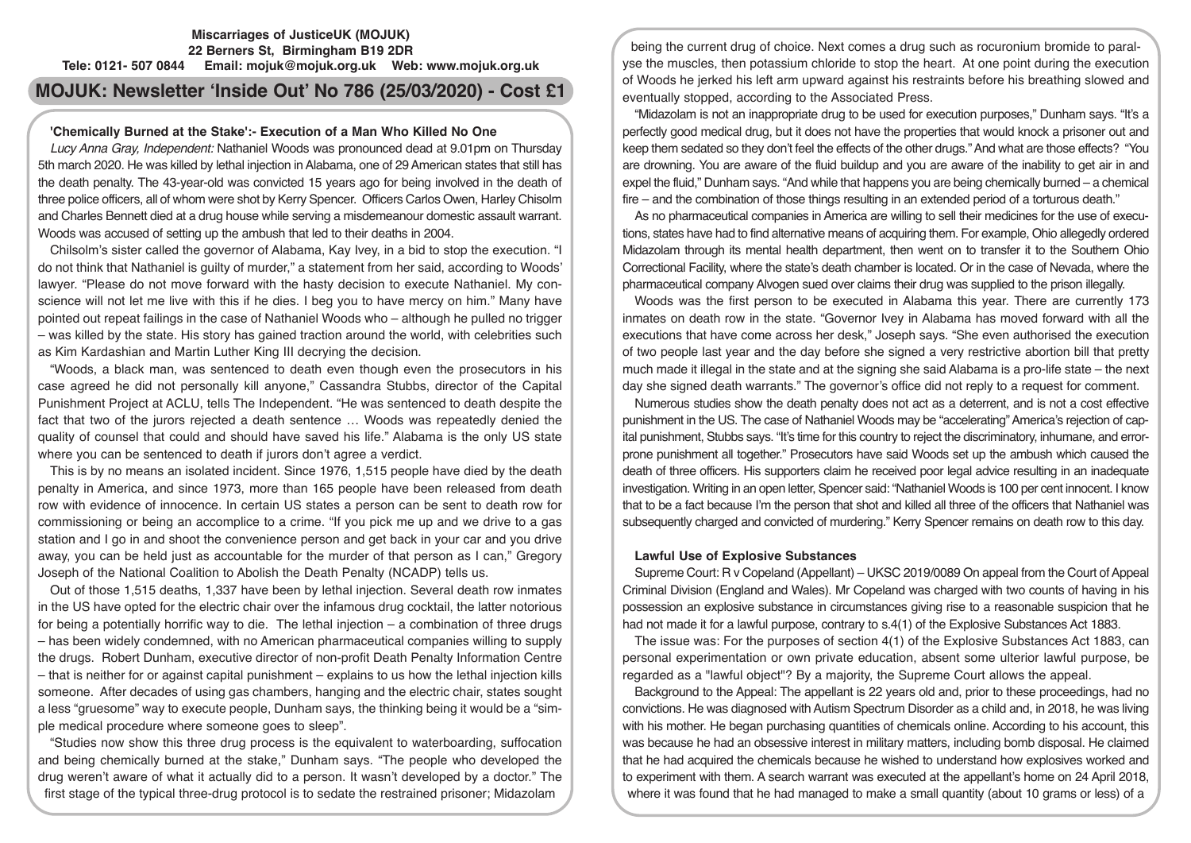**Miscarriages of JusticeUK (MOJUK)**
**22 Berners St, Birmingham B19 2DR**
**Tele: 0121- 507 0844 Email: mojuk@mojuk.org.uk Web: www.mojuk.org.uk**

# MOJUK: Newsletter 'Inside Out' No 786 (25/03/2020) - Cost £1

## 'Chemically Burned at the Stake':- Execution of a Man Who Killed No One

*Lucy Anna Gray, Independent:* Nathaniel Woods was pronounced dead at 9.01pm on Thursday 5th march 2020. He was killed by lethal injection in Alabama, one of 29 American states that still has the death penalty. The 43-year-old was convicted 15 years ago for being involved in the death of three police officers, all of whom were shot by Kerry Spencer. Officers Carlos Owen, Harley Chisolm and Charles Bennett died at a drug house while serving a misdemeanour domestic assault warrant. Woods was accused of setting up the ambush that led to their deaths in 2004.

Chilsolm's sister called the governor of Alabama, Kay Ivey, in a bid to stop the execution. "I do not think that Nathaniel is guilty of murder," a statement from her said, according to Woods' lawyer. "Please do not move forward with the hasty decision to execute Nathaniel. My conscience will not let me live with this if he dies. I beg you to have mercy on him." Many have pointed out repeat failings in the case of Nathaniel Woods who – although he pulled no trigger – was killed by the state. His story has gained traction around the world, with celebrities such as Kim Kardashian and Martin Luther King III decrying the decision.

"Woods, a black man, was sentenced to death even though even the prosecutors in his case agreed he did not personally kill anyone," Cassandra Stubbs, director of the Capital Punishment Project at ACLU, tells The Independent. "He was sentenced to death despite the fact that two of the jurors rejected a death sentence … Woods was repeatedly denied the quality of counsel that could and should have saved his life." Alabama is the only US state where you can be sentenced to death if jurors don't agree a verdict.

This is by no means an isolated incident. Since 1976, 1,515 people have died by the death penalty in America, and since 1973, more than 165 people have been released from death row with evidence of innocence. In certain US states a person can be sent to death row for commissioning or being an accomplice to a crime. "If you pick me up and we drive to a gas station and I go in and shoot the convenience person and get back in your car and you drive away, you can be held just as accountable for the murder of that person as I can," Gregory Joseph of the National Coalition to Abolish the Death Penalty (NCADP) tells us.

Out of those 1,515 deaths, 1,337 have been by lethal injection. Several death row inmates in the US have opted for the electric chair over the infamous drug cocktail, the latter notorious for being a potentially horrific way to die. The lethal injection – a combination of three drugs – has been widely condemned, with no American pharmaceutical companies willing to supply the drugs. Robert Dunham, executive director of non-profit Death Penalty Information Centre – that is neither for or against capital punishment – explains to us how the lethal injection kills someone. After decades of using gas chambers, hanging and the electric chair, states sought a less "gruesome" way to execute people, Dunham says, the thinking being it would be a "simple medical procedure where someone goes to sleep".

"Studies now show this three drug process is the equivalent to waterboarding, suffocation and being chemically burned at the stake," Dunham says. "The people who developed the drug weren't aware of what it actually did to a person. It wasn't developed by a doctor." The first stage of the typical three-drug protocol is to sedate the restrained prisoner; Midazolam being the current drug of choice. Next comes a drug such as rocuronium bromide to paralyse the muscles, then potassium chloride to stop the heart. At one point during the execution of Woods he jerked his left arm upward against his restraints before his breathing slowed and eventually stopped, according to the Associated Press.

"Midazolam is not an inappropriate drug to be used for execution purposes," Dunham says. "It's a perfectly good medical drug, but it does not have the properties that would knock a prisoner out and keep them sedated so they don't feel the effects of the other drugs." And what are those effects? "You are drowning. You are aware of the fluid buildup and you are aware of the inability to get air in and expel the fluid," Dunham says. "And while that happens you are being chemically burned – a chemical fire – and the combination of those things resulting in an extended period of a torturous death."

As no pharmaceutical companies in America are willing to sell their medicines for the use of executions, states have had to find alternative means of acquiring them. For example, Ohio allegedly ordered Midazolam through its mental health department, then went on to transfer it to the Southern Ohio Correctional Facility, where the state's death chamber is located. Or in the case of Nevada, where the pharmaceutical company Alvogen sued over claims their drug was supplied to the prison illegally.

Woods was the first person to be executed in Alabama this year. There are currently 173 inmates on death row in the state. "Governor Ivey in Alabama has moved forward with all the executions that have come across her desk," Joseph says. "She even authorised the execution of two people last year and the day before she signed a very restrictive abortion bill that pretty much made it illegal in the state and at the signing she said Alabama is a pro-life state – the next day she signed death warrants." The governor's office did not reply to a request for comment.

Numerous studies show the death penalty does not act as a deterrent, and is not a cost effective punishment in the US. The case of Nathaniel Woods may be "accelerating" America's rejection of capital punishment, Stubbs says. "It's time for this country to reject the discriminatory, inhumane, and error-prone punishment all together." Prosecutors have said Woods set up the ambush which caused the death of three officers. His supporters claim he received poor legal advice resulting in an inadequate investigation. Writing in an open letter, Spencer said: "Nathaniel Woods is 100 per cent innocent. I know that to be a fact because I'm the person that shot and killed all three of the officers that Nathaniel was subsequently charged and convicted of murdering." Kerry Spencer remains on death row to this day.

## Lawful Use of Explosive Substances

Supreme Court: R v Copeland (Appellant) – UKSC 2019/0089 On appeal from the Court of Appeal Criminal Division (England and Wales). Mr Copeland was charged with two counts of having in his possession an explosive substance in circumstances giving rise to a reasonable suspicion that he had not made it for a lawful purpose, contrary to s.4(1) of the Explosive Substances Act 1883.

The issue was: For the purposes of section 4(1) of the Explosive Substances Act 1883, can personal experimentation or own private education, absent some ulterior lawful purpose, be regarded as a "lawful object"? By a majority, the Supreme Court allows the appeal.

Background to the Appeal: The appellant is 22 years old and, prior to these proceedings, had no convictions. He was diagnosed with Autism Spectrum Disorder as a child and, in 2018, he was living with his mother. He began purchasing quantities of chemicals online. According to his account, this was because he had an obsessive interest in military matters, including bomb disposal. He claimed that he had acquired the chemicals because he wished to understand how explosives worked and to experiment with them. A search warrant was executed at the appellant's home on 24 April 2018, where it was found that he had managed to make a small quantity (about 10 grams or less) of a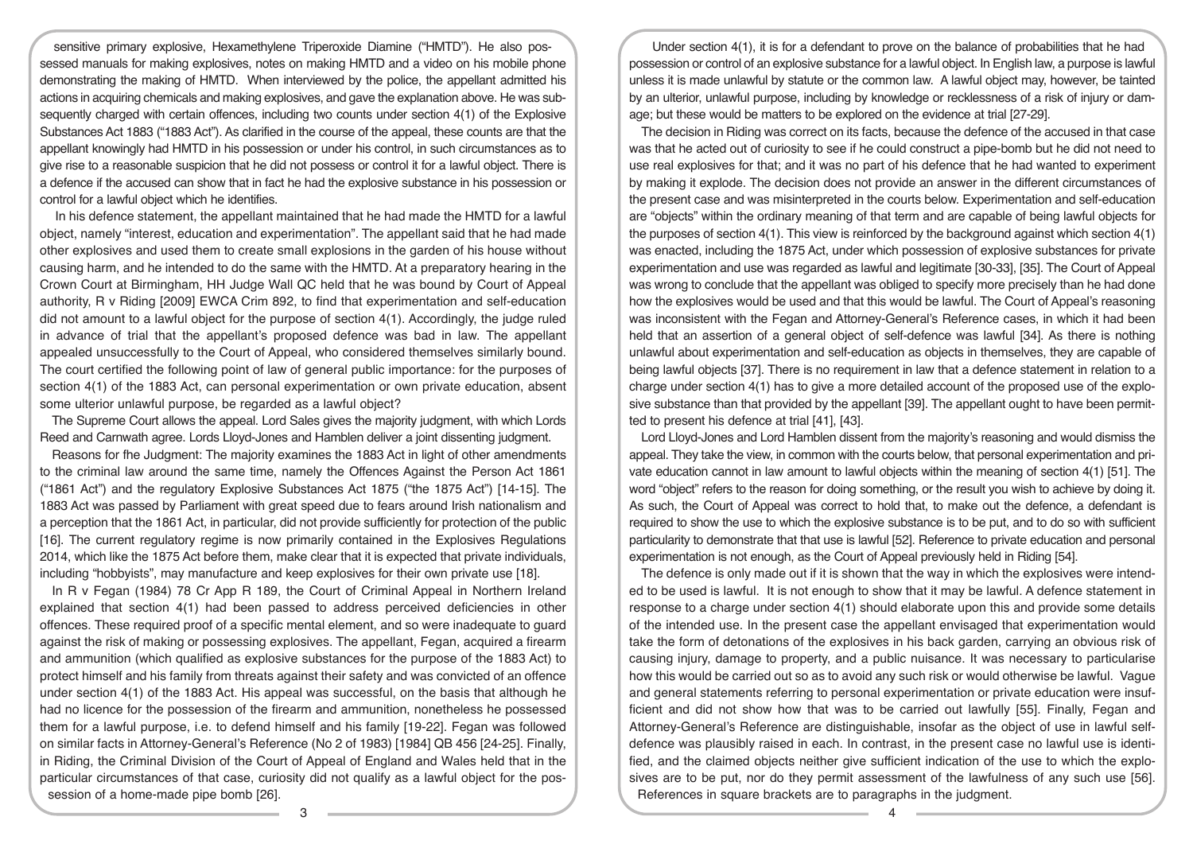sensitive primary explosive, Hexamethylene Triperoxide Diamine ("HMTD"). He also possessed manuals for making explosives, notes on making HMTD and a video on his mobile phone demonstrating the making of HMTD. When interviewed by the police, the appellant admitted his actions in acquiring chemicals and making explosives, and gave the explanation above. He was subsequently charged with certain offences, including two counts under section 4(1) of the Explosive Substances Act 1883 ("1883 Act"). As clarified in the course of the appeal, these counts are that the appellant knowingly had HMTD in his possession or under his control, in such circumstances as to give rise to a reasonable suspicion that he did not possess or control it for a lawful object. There is a defence if the accused can show that in fact he had the explosive substance in his possession or control for a lawful object which he identifies.

In his defence statement, the appellant maintained that he had made the HMTD for a lawful object, namely "interest, education and experimentation". The appellant said that he had made other explosives and used them to create small explosions in the garden of his house without causing harm, and he intended to do the same with the HMTD. At a preparatory hearing in the Crown Court at Birmingham, HH Judge Wall QC held that he was bound by Court of Appeal authority, R v Riding [2009] EWCA Crim 892, to find that experimentation and self-education did not amount to a lawful object for the purpose of section 4(1). Accordingly, the judge ruled in advance of trial that the appellant's proposed defence was bad in law. The appellant appealed unsuccessfully to the Court of Appeal, who considered themselves similarly bound. The court certified the following point of law of general public importance: for the purposes of section 4(1) of the 1883 Act, can personal experimentation or own private education, absent some ulterior unlawful purpose, be regarded as a lawful object?

The Supreme Court allows the appeal. Lord Sales gives the majority judgment, with which Lords Reed and Carnwath agree. Lords Lloyd-Jones and Hamblen deliver a joint dissenting judgment.

Reasons for fhe Judgment: The majority examines the 1883 Act in light of other amendments to the criminal law around the same time, namely the Offences Against the Person Act 1861 ("1861 Act") and the regulatory Explosive Substances Act 1875 ("the 1875 Act") [14-15]. The 1883 Act was passed by Parliament with great speed due to fears around Irish nationalism and a perception that the 1861 Act, in particular, did not provide sufficiently for protection of the public [16]. The current regulatory regime is now primarily contained in the Explosives Regulations 2014, which like the 1875 Act before them, make clear that it is expected that private individuals, including "hobbyists", may manufacture and keep explosives for their own private use [18].

In R v Fegan (1984) 78 Cr App R 189, the Court of Criminal Appeal in Northern Ireland explained that section 4(1) had been passed to address perceived deficiencies in other offences. These required proof of a specific mental element, and so were inadequate to guard against the risk of making or possessing explosives. The appellant, Fegan, acquired a firearm and ammunition (which qualified as explosive substances for the purpose of the 1883 Act) to protect himself and his family from threats against their safety and was convicted of an offence under section 4(1) of the 1883 Act. His appeal was successful, on the basis that although he had no licence for the possession of the firearm and ammunition, nonetheless he possessed them for a lawful purpose, i.e. to defend himself and his family [19-22]. Fegan was followed on similar facts in Attorney-General's Reference (No 2 of 1983) [1984] QB 456 [24-25]. Finally, in Riding, the Criminal Division of the Court of Appeal of England and Wales held that in the particular circumstances of that case, curiosity did not qualify as a lawful object for the possession of a home-made pipe bomb [26].

Under section 4(1), it is for a defendant to prove on the balance of probabilities that he had possession or control of an explosive substance for a lawful object. In English law, a purpose is lawful unless it is made unlawful by statute or the common law. A lawful object may, however, be tainted by an ulterior, unlawful purpose, including by knowledge or recklessness of a risk of injury or damage; but these would be matters to be explored on the evidence at trial [27-29].

The decision in Riding was correct on its facts, because the defence of the accused in that case was that he acted out of curiosity to see if he could construct a pipe-bomb but he did not need to use real explosives for that; and it was no part of his defence that he had wanted to experiment by making it explode. The decision does not provide an answer in the different circumstances of the present case and was misinterpreted in the courts below. Experimentation and self-education are "objects" within the ordinary meaning of that term and are capable of being lawful objects for the purposes of section 4(1). This view is reinforced by the background against which section 4(1) was enacted, including the 1875 Act, under which possession of explosive substances for private experimentation and use was regarded as lawful and legitimate [30-33], [35]. The Court of Appeal was wrong to conclude that the appellant was obliged to specify more precisely than he had done how the explosives would be used and that this would be lawful. The Court of Appeal's reasoning was inconsistent with the Fegan and Attorney-General's Reference cases, in which it had been held that an assertion of a general object of self-defence was lawful [34]. As there is nothing unlawful about experimentation and self-education as objects in themselves, they are capable of being lawful objects [37]. There is no requirement in law that a defence statement in relation to a charge under section 4(1) has to give a more detailed account of the proposed use of the explosive substance than that provided by the appellant [39]. The appellant ought to have been permitted to present his defence at trial [41], [43].

Lord Lloyd-Jones and Lord Hamblen dissent from the majority's reasoning and would dismiss the appeal. They take the view, in common with the courts below, that personal experimentation and private education cannot in law amount to lawful objects within the meaning of section 4(1) [51]. The word "object" refers to the reason for doing something, or the result you wish to achieve by doing it. As such, the Court of Appeal was correct to hold that, to make out the defence, a defendant is required to show the use to which the explosive substance is to be put, and to do so with sufficient particularity to demonstrate that that use is lawful [52]. Reference to private education and personal experimentation is not enough, as the Court of Appeal previously held in Riding [54].

The defence is only made out if it is shown that the way in which the explosives were intended to be used is lawful. It is not enough to show that it may be lawful. A defence statement in response to a charge under section 4(1) should elaborate upon this and provide some details of the intended use. In the present case the appellant envisaged that experimentation would take the form of detonations of the explosives in his back garden, carrying an obvious risk of causing injury, damage to property, and a public nuisance. It was necessary to particularise how this would be carried out so as to avoid any such risk or would otherwise be lawful. Vague and general statements referring to personal experimentation or private education were insufficient and did not show how that was to be carried out lawfully [55]. Finally, Fegan and Attorney-General's Reference are distinguishable, insofar as the object of use in lawful self-defence was plausibly raised in each. In contrast, in the present case no lawful use is identified, and the claimed objects neither give sufficient indication of the use to which the explosives are to be put, nor do they permit assessment of the lawfulness of any such use [56].

References in square brackets are to paragraphs in the judgment.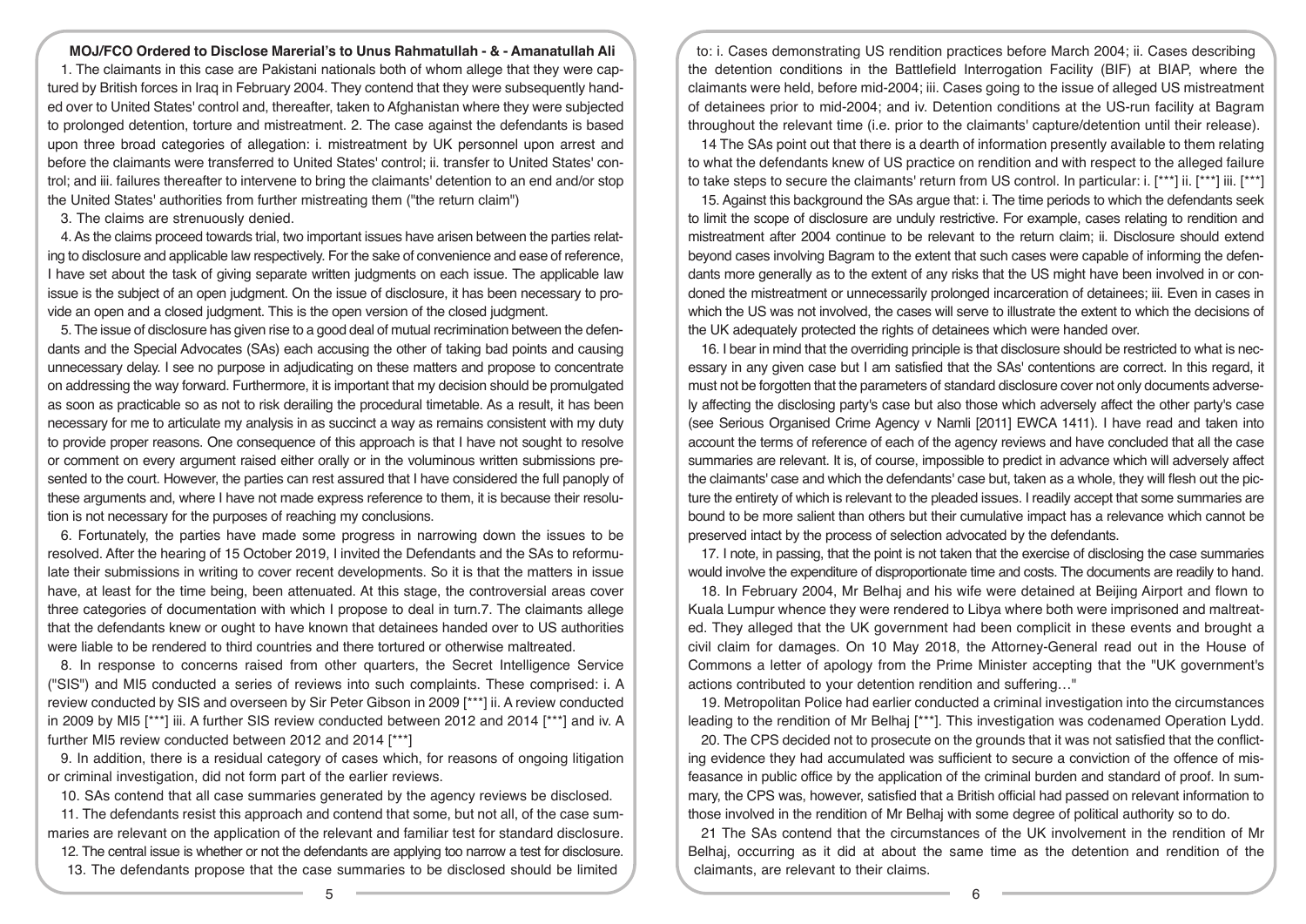# MOJ/FCO Ordered to Disclose Marerial's to Unus Rahmatullah - & - Amanatullah Ali

1. The claimants in this case are Pakistani nationals both of whom allege that they were captured by British forces in Iraq in February 2004. They contend that they were subsequently handed over to United States' control and, thereafter, taken to Afghanistan where they were subjected to prolonged detention, torture and mistreatment. 2. The case against the defendants is based upon three broad categories of allegation: i. mistreatment by UK personnel upon arrest and before the claimants were transferred to United States' control; ii. transfer to United States' control; and iii. failures thereafter to intervene to bring the claimants' detention to an end and/or stop the United States' authorities from further mistreating them ("the return claim")

3. The claims are strenuously denied.

4. As the claims proceed towards trial, two important issues have arisen between the parties relating to disclosure and applicable law respectively. For the sake of convenience and ease of reference, I have set about the task of giving separate written judgments on each issue. The applicable law issue is the subject of an open judgment. On the issue of disclosure, it has been necessary to provide an open and a closed judgment. This is the open version of the closed judgment.

5. The issue of disclosure has given rise to a good deal of mutual recrimination between the defendants and the Special Advocates (SAs) each accusing the other of taking bad points and causing unnecessary delay. I see no purpose in adjudicating on these matters and propose to concentrate on addressing the way forward. Furthermore, it is important that my decision should be promulgated as soon as practicable so as not to risk derailing the procedural timetable. As a result, it has been necessary for me to articulate my analysis in as succinct a way as remains consistent with my duty to provide proper reasons. One consequence of this approach is that I have not sought to resolve or comment on every argument raised either orally or in the voluminous written submissions presented to the court. However, the parties can rest assured that I have considered the full panoply of these arguments and, where I have not made express reference to them, it is because their resolution is not necessary for the purposes of reaching my conclusions.

6. Fortunately, the parties have made some progress in narrowing down the issues to be resolved. After the hearing of 15 October 2019, I invited the Defendants and the SAs to reformulate their submissions in writing to cover recent developments. So it is that the matters in issue have, at least for the time being, been attenuated. At this stage, the controversial areas cover three categories of documentation with which I propose to deal in turn.7. The claimants allege that the defendants knew or ought to have known that detainees handed over to US authorities were liable to be rendered to third countries and there tortured or otherwise maltreated.

8. In response to concerns raised from other quarters, the Secret Intelligence Service ("SIS") and MI5 conducted a series of reviews into such complaints. These comprised: i. A review conducted by SIS and overseen by Sir Peter Gibson in 2009 [***] ii. A review conducted in 2009 by MI5 [***] iii. A further SIS review conducted between 2012 and 2014 [***] and iv. A further MI5 review conducted between 2012 and 2014 [***]

9. In addition, there is a residual category of cases which, for reasons of ongoing litigation or criminal investigation, did not form part of the earlier reviews.

10. SAs contend that all case summaries generated by the agency reviews be disclosed.

11. The defendants resist this approach and contend that some, but not all, of the case summaries are relevant on the application of the relevant and familiar test for standard disclosure.

12. The central issue is whether or not the defendants are applying too narrow a test for disclosure.

13. The defendants propose that the case summaries to be disclosed should be limited to: i. Cases demonstrating US rendition practices before March 2004; ii. Cases describing the detention conditions in the Battlefield Interrogation Facility (BIF) at BIAP, where the claimants were held, before mid-2004; iii. Cases going to the issue of alleged US mistreatment of detainees prior to mid-2004; and iv. Detention conditions at the US-run facility at Bagram throughout the relevant time (i.e. prior to the claimants' capture/detention until their release).

14 The SAs point out that there is a dearth of information presently available to them relating to what the defendants knew of US practice on rendition and with respect to the alleged failure to take steps to secure the claimants' return from US control. In particular: i. [***] ii. [***] iii. [***]

15. Against this background the SAs argue that: i. The time periods to which the defendants seek to limit the scope of disclosure are unduly restrictive. For example, cases relating to rendition and mistreatment after 2004 continue to be relevant to the return claim; ii. Disclosure should extend beyond cases involving Bagram to the extent that such cases were capable of informing the defendants more generally as to the extent of any risks that the US might have been involved in or condoned the mistreatment or unnecessarily prolonged incarceration of detainees; iii. Even in cases in which the US was not involved, the cases will serve to illustrate the extent to which the decisions of the UK adequately protected the rights of detainees which were handed over.

16. I bear in mind that the overriding principle is that disclosure should be restricted to what is necessary in any given case but I am satisfied that the SAs' contentions are correct. In this regard, it must not be forgotten that the parameters of standard disclosure cover not only documents adversely affecting the disclosing party's case but also those which adversely affect the other party's case (see Serious Organised Crime Agency v Namli [2011] EWCA 1411). I have read and taken into account the terms of reference of each of the agency reviews and have concluded that all the case summaries are relevant. It is, of course, impossible to predict in advance which will adversely affect the claimants' case and which the defendants' case but, taken as a whole, they will flesh out the picture the entirety of which is relevant to the pleaded issues. I readily accept that some summaries are bound to be more salient than others but their cumulative impact has a relevance which cannot be preserved intact by the process of selection advocated by the defendants.

17. I note, in passing, that the point is not taken that the exercise of disclosing the case summaries would involve the expenditure of disproportionate time and costs. The documents are readily to hand.

18. In February 2004, Mr Belhaj and his wife were detained at Beijing Airport and flown to Kuala Lumpur whence they were rendered to Libya where both were imprisoned and maltreated. They alleged that the UK government had been complicit in these events and brought a civil claim for damages. On 10 May 2018, the Attorney-General read out in the House of Commons a letter of apology from the Prime Minister accepting that the "UK government's actions contributed to your detention rendition and suffering…"

19. Metropolitan Police had earlier conducted a criminal investigation into the circumstances leading to the rendition of Mr Belhaj [***]. This investigation was codenamed Operation Lydd.

20. The CPS decided not to prosecute on the grounds that it was not satisfied that the conflicting evidence they had accumulated was sufficient to secure a conviction of the offence of misfeasance in public office by the application of the criminal burden and standard of proof. In summary, the CPS was, however, satisfied that a British official had passed on relevant information to those involved in the rendition of Mr Belhaj with some degree of political authority so to do.

21 The SAs contend that the circumstances of the UK involvement in the rendition of Mr Belhaj, occurring as it did at about the same time as the detention and rendition of the claimants, are relevant to their claims.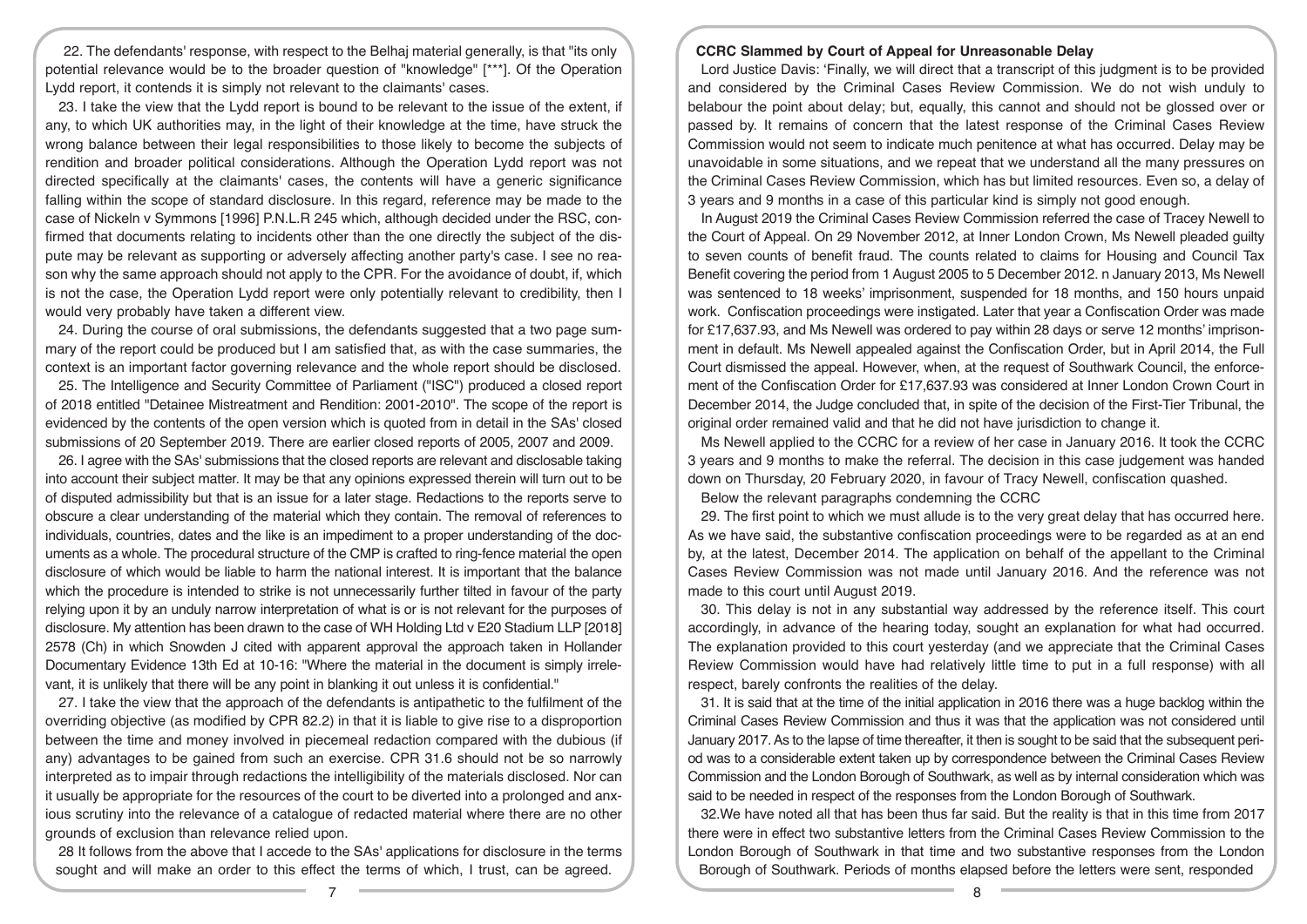22. The defendants' response, with respect to the Belhaj material generally, is that "its only potential relevance would be to the broader question of "knowledge" [***]. Of the Operation Lydd report, it contends it is simply not relevant to the claimants' cases.

23. I take the view that the Lydd report is bound to be relevant to the issue of the extent, if any, to which UK authorities may, in the light of their knowledge at the time, have struck the wrong balance between their legal responsibilities to those likely to become the subjects of rendition and broader political considerations. Although the Operation Lydd report was not directed specifically at the claimants' cases, the contents will have a generic significance falling within the scope of standard disclosure. In this regard, reference may be made to the case of Nickeln v Symmons [1996] P.N.L.R 245 which, although decided under the RSC, confirmed that documents relating to incidents other than the one directly the subject of the dispute may be relevant as supporting or adversely affecting another party's case. I see no reason why the same approach should not apply to the CPR. For the avoidance of doubt, if, which is not the case, the Operation Lydd report were only potentially relevant to credibility, then I would very probably have taken a different view.

24. During the course of oral submissions, the defendants suggested that a two page summary of the report could be produced but I am satisfied that, as with the case summaries, the context is an important factor governing relevance and the whole report should be disclosed.

25. The Intelligence and Security Committee of Parliament ("ISC") produced a closed report of 2018 entitled "Detainee Mistreatment and Rendition: 2001-2010". The scope of the report is evidenced by the contents of the open version which is quoted from in detail in the SAs' closed submissions of 20 September 2019. There are earlier closed reports of 2005, 2007 and 2009.

26. I agree with the SAs' submissions that the closed reports are relevant and disclosable taking into account their subject matter. It may be that any opinions expressed therein will turn out to be of disputed admissibility but that is an issue for a later stage. Redactions to the reports serve to obscure a clear understanding of the material which they contain. The removal of references to individuals, countries, dates and the like is an impediment to a proper understanding of the documents as a whole. The procedural structure of the CMP is crafted to ring-fence material the open disclosure of which would be liable to harm the national interest. It is important that the balance which the procedure is intended to strike is not unnecessarily further tilted in favour of the party relying upon it by an unduly narrow interpretation of what is or is not relevant for the purposes of disclosure. My attention has been drawn to the case of WH Holding Ltd v E20 Stadium LLP [2018] 2578 (Ch) in which Snowden J cited with apparent approval the approach taken in Hollander Documentary Evidence 13th Ed at 10-16: "Where the material in the document is simply irrelevant, it is unlikely that there will be any point in blanking it out unless it is confidential."

27. I take the view that the approach of the defendants is antipathetic to the fulfilment of the overriding objective (as modified by CPR 82.2) in that it is liable to give rise to a disproportion between the time and money involved in piecemeal redaction compared with the dubious (if any) advantages to be gained from such an exercise. CPR 31.6 should not be so narrowly interpreted as to impair through redactions the intelligibility of the materials disclosed. Nor can it usually be appropriate for the resources of the court to be diverted into a prolonged and anxious scrutiny into the relevance of a catalogue of redacted material where there are no other grounds of exclusion than relevance relied upon.

28 It follows from the above that I accede to the SAs' applications for disclosure in the terms sought and will make an order to this effect the terms of which, I trust, can be agreed.

### CCRC Slammed by Court of Appeal for Unreasonable Delay

Lord Justice Davis: 'Finally, we will direct that a transcript of this judgment is to be provided and considered by the Criminal Cases Review Commission. We do not wish unduly to belabour the point about delay; but, equally, this cannot and should not be glossed over or passed by. It remains of concern that the latest response of the Criminal Cases Review Commission would not seem to indicate much penitence at what has occurred. Delay may be unavoidable in some situations, and we repeat that we understand all the many pressures on the Criminal Cases Review Commission, which has but limited resources. Even so, a delay of 3 years and 9 months in a case of this particular kind is simply not good enough.

In August 2019 the Criminal Cases Review Commission referred the case of Tracey Newell to the Court of Appeal. On 29 November 2012, at Inner London Crown, Ms Newell pleaded guilty to seven counts of benefit fraud. The counts related to claims for Housing and Council Tax Benefit covering the period from 1 August 2005 to 5 December 2012. n January 2013, Ms Newell was sentenced to 18 weeks' imprisonment, suspended for 18 months, and 150 hours unpaid work. Confiscation proceedings were instigated. Later that year a Confiscation Order was made for £17,637.93, and Ms Newell was ordered to pay within 28 days or serve 12 months' imprisonment in default. Ms Newell appealed against the Confiscation Order, but in April 2014, the Full Court dismissed the appeal. However, when, at the request of Southwark Council, the enforcement of the Confiscation Order for £17,637.93 was considered at Inner London Crown Court in December 2014, the Judge concluded that, in spite of the decision of the First-Tier Tribunal, the original order remained valid and that he did not have jurisdiction to change it.

Ms Newell applied to the CCRC for a review of her case in January 2016. It took the CCRC 3 years and 9 months to make the referral. The decision in this case judgement was handed down on Thursday, 20 February 2020, in favour of Tracy Newell, confiscation quashed.

Below the relevant paragraphs condemning the CCRC

29. The first point to which we must allude is to the very great delay that has occurred here. As we have said, the substantive confiscation proceedings were to be regarded as at an end by, at the latest, December 2014. The application on behalf of the appellant to the Criminal Cases Review Commission was not made until January 2016. And the reference was not made to this court until August 2019.

30. This delay is not in any substantial way addressed by the reference itself. This court accordingly, in advance of the hearing today, sought an explanation for what had occurred. The explanation provided to this court yesterday (and we appreciate that the Criminal Cases Review Commission would have had relatively little time to put in a full response) with all respect, barely confronts the realities of the delay.

31. It is said that at the time of the initial application in 2016 there was a huge backlog within the Criminal Cases Review Commission and thus it was that the application was not considered until January 2017. As to the lapse of time thereafter, it then is sought to be said that the subsequent period was to a considerable extent taken up by correspondence between the Criminal Cases Review Commission and the London Borough of Southwark, as well as by internal consideration which was said to be needed in respect of the responses from the London Borough of Southwark.

32.We have noted all that has been thus far said. But the reality is that in this time from 2017 there were in effect two substantive letters from the Criminal Cases Review Commission to the London Borough of Southwark in that time and two substantive responses from the London Borough of Southwark. Periods of months elapsed before the letters were sent, responded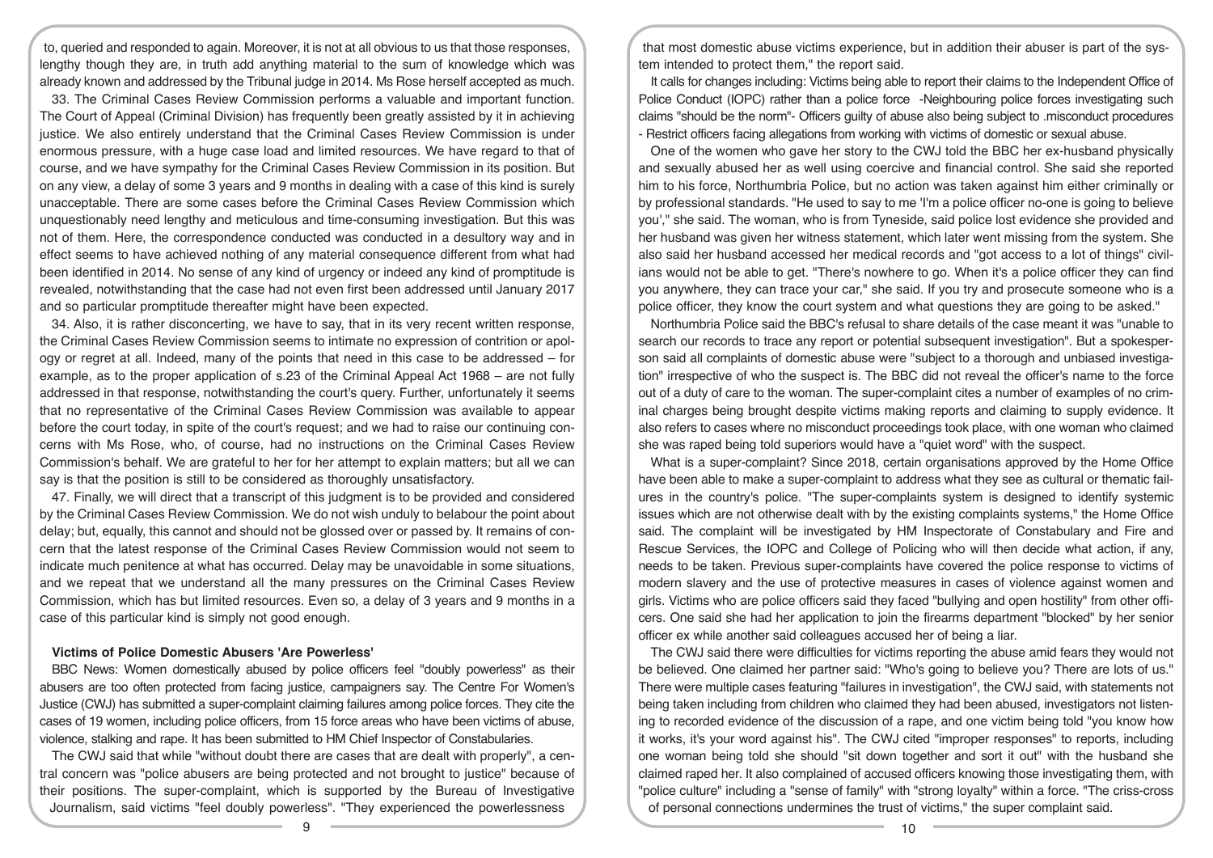to, queried and responded to again. Moreover, it is not at all obvious to us that those responses, lengthy though they are, in truth add anything material to the sum of knowledge which was already known and addressed by the Tribunal judge in 2014. Ms Rose herself accepted as much.

33. The Criminal Cases Review Commission performs a valuable and important function. The Court of Appeal (Criminal Division) has frequently been greatly assisted by it in achieving justice. We also entirely understand that the Criminal Cases Review Commission is under enormous pressure, with a huge case load and limited resources. We have regard to that of course, and we have sympathy for the Criminal Cases Review Commission in its position. But on any view, a delay of some 3 years and 9 months in dealing with a case of this kind is surely unacceptable. There are some cases before the Criminal Cases Review Commission which unquestionably need lengthy and meticulous and time-consuming investigation. But this was not of them. Here, the correspondence conducted was conducted in a desultory way and in effect seems to have achieved nothing of any material consequence different from what had been identified in 2014. No sense of any kind of urgency or indeed any kind of promptitude is revealed, notwithstanding that the case had not even first been addressed until January 2017 and so particular promptitude thereafter might have been expected.

34. Also, it is rather disconcerting, we have to say, that in its very recent written response, the Criminal Cases Review Commission seems to intimate no expression of contrition or apology or regret at all. Indeed, many of the points that need in this case to be addressed – for example, as to the proper application of s.23 of the Criminal Appeal Act 1968 – are not fully addressed in that response, notwithstanding the court's query. Further, unfortunately it seems that no representative of the Criminal Cases Review Commission was available to appear before the court today, in spite of the court's request; and we had to raise our continuing concerns with Ms Rose, who, of course, had no instructions on the Criminal Cases Review Commission's behalf. We are grateful to her for her attempt to explain matters; but all we can say is that the position is still to be considered as thoroughly unsatisfactory.

47. Finally, we will direct that a transcript of this judgment is to be provided and considered by the Criminal Cases Review Commission. We do not wish unduly to belabour the point about delay; but, equally, this cannot and should not be glossed over or passed by. It remains of concern that the latest response of the Criminal Cases Review Commission would not seem to indicate much penitence at what has occurred. Delay may be unavoidable in some situations, and we repeat that we understand all the many pressures on the Criminal Cases Review Commission, which has but limited resources. Even so, a delay of 3 years and 9 months in a case of this particular kind is simply not good enough.

## Victims of Police Domestic Abusers 'Are Powerless'

BBC News: Women domestically abused by police officers feel "doubly powerless" as their abusers are too often protected from facing justice, campaigners say. The Centre For Women's Justice (CWJ) has submitted a super-complaint claiming failures among police forces. They cite the cases of 19 women, including police officers, from 15 force areas who have been victims of abuse, violence, stalking and rape. It has been submitted to HM Chief Inspector of Constabularies.

The CWJ said that while "without doubt there are cases that are dealt with properly", a central concern was "police abusers are being protected and not brought to justice" because of their positions. The super-complaint, which is supported by the Bureau of Investigative Journalism, said victims "feel doubly powerless". "They experienced the powerlessness that most domestic abuse victims experience, but in addition their abuser is part of the system intended to protect them," the report said.

It calls for changes including: Victims being able to report their claims to the Independent Office of Police Conduct (IOPC) rather than a police force -Neighbouring police forces investigating such claims "should be the norm"- Officers guilty of abuse also being subject to .misconduct procedures - Restrict officers facing allegations from working with victims of domestic or sexual abuse.

One of the women who gave her story to the CWJ told the BBC her ex-husband physically and sexually abused her as well using coercive and financial control. She said she reported him to his force, Northumbria Police, but no action was taken against him either criminally or by professional standards. "He used to say to me 'I'm a police officer no-one is going to believe you'," she said. The woman, who is from Tyneside, said police lost evidence she provided and her husband was given her witness statement, which later went missing from the system. She also said her husband accessed her medical records and "got access to a lot of things" civilians would not be able to get. "There's nowhere to go. When it's a police officer they can find you anywhere, they can trace your car," she said. If you try and prosecute someone who is a police officer, they know the court system and what questions they are going to be asked."

Northumbria Police said the BBC's refusal to share details of the case meant it was "unable to search our records to trace any report or potential subsequent investigation". But a spokesperson said all complaints of domestic abuse were "subject to a thorough and unbiased investigation" irrespective of who the suspect is. The BBC did not reveal the officer's name to the force out of a duty of care to the woman. The super-complaint cites a number of examples of no criminal charges being brought despite victims making reports and claiming to supply evidence. It also refers to cases where no misconduct proceedings took place, with one woman who claimed she was raped being told superiors would have a "quiet word" with the suspect.

What is a super-complaint? Since 2018, certain organisations approved by the Home Office have been able to make a super-complaint to address what they see as cultural or thematic failures in the country's police. "The super-complaints system is designed to identify systemic issues which are not otherwise dealt with by the existing complaints systems," the Home Office said. The complaint will be investigated by HM Inspectorate of Constabulary and Fire and Rescue Services, the IOPC and College of Policing who will then decide what action, if any, needs to be taken. Previous super-complaints have covered the police response to victims of modern slavery and the use of protective measures in cases of violence against women and girls. Victims who are police officers said they faced "bullying and open hostility" from other officers. One said she had her application to join the firearms department "blocked" by her senior officer ex while another said colleagues accused her of being a liar.

The CWJ said there were difficulties for victims reporting the abuse amid fears they would not be believed. One claimed her partner said: "Who's going to believe you? There are lots of us." There were multiple cases featuring "failures in investigation", the CWJ said, with statements not being taken including from children who claimed they had been abused, investigators not listening to recorded evidence of the discussion of a rape, and one victim being told "you know how it works, it's your word against his". The CWJ cited "improper responses" to reports, including one woman being told she should "sit down together and sort it out" with the husband she claimed raped her. It also complained of accused officers knowing those investigating them, with "police culture" including a "sense of family" with "strong loyalty" within a force. "The criss-cross of personal connections undermines the trust of victims," the super complaint said.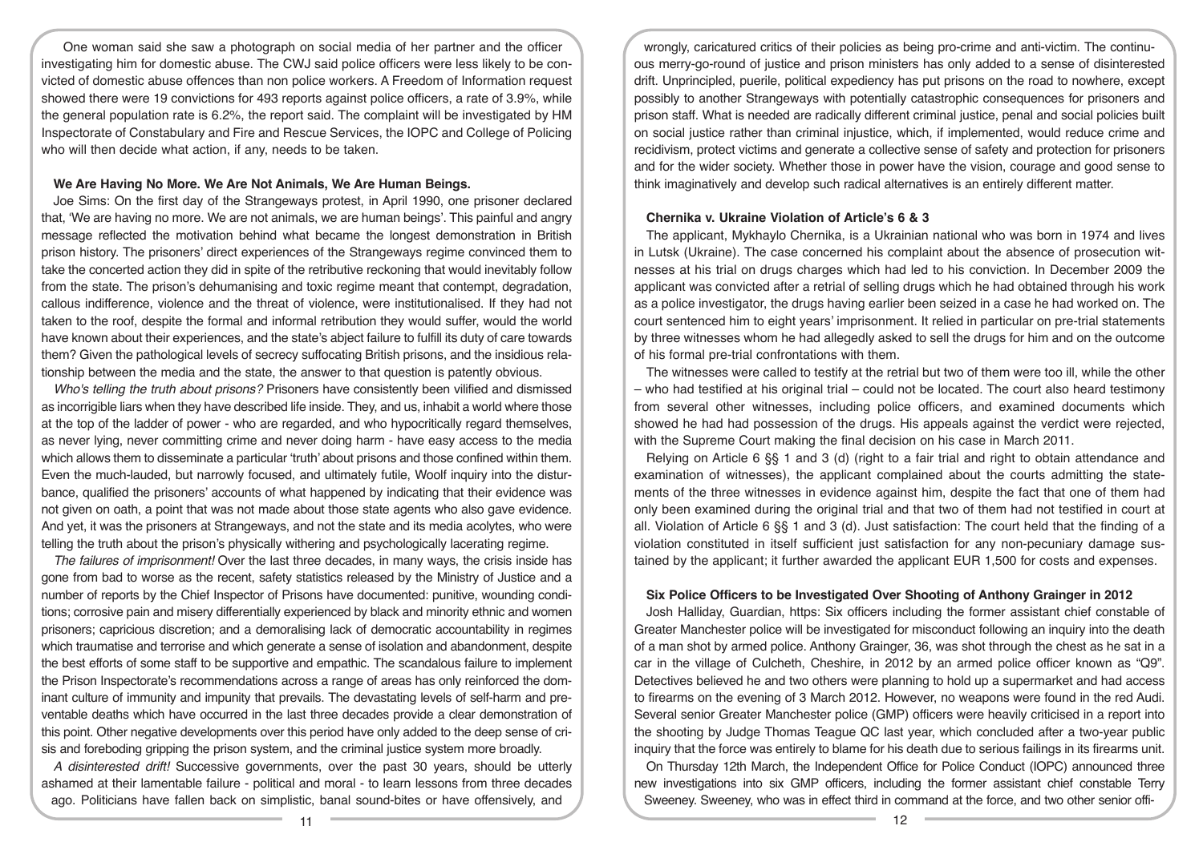One woman said she saw a photograph on social media of her partner and the officer investigating him for domestic abuse. The CWJ said police officers were less likely to be convicted of domestic abuse offences than non police workers. A Freedom of Information request showed there were 19 convictions for 493 reports against police officers, a rate of 3.9%, while the general population rate is 6.2%, the report said. The complaint will be investigated by HM Inspectorate of Constabulary and Fire and Rescue Services, the IOPC and College of Policing who will then decide what action, if any, needs to be taken.

**We Are Having No More. We Are Not Animals, We Are Human Beings.**

Joe Sims: On the first day of the Strangeways protest, in April 1990, one prisoner declared that, 'We are having no more. We are not animals, we are human beings'. This painful and angry message reflected the motivation behind what became the longest demonstration in British prison history. The prisoners' direct experiences of the Strangeways regime convinced them to take the concerted action they did in spite of the retributive reckoning that would inevitably follow from the state. The prison's dehumanising and toxic regime meant that contempt, degradation, callous indifference, violence and the threat of violence, were institutionalised. If they had not taken to the roof, despite the formal and informal retribution they would suffer, would the world have known about their experiences, and the state's abject failure to fulfill its duty of care towards them? Given the pathological levels of secrecy suffocating British prisons, and the insidious relationship between the media and the state, the answer to that question is patently obvious.

*Who's telling the truth about prisons?* Prisoners have consistently been vilified and dismissed as incorrigible liars when they have described life inside. They, and us, inhabit a world where those at the top of the ladder of power - who are regarded, and who hypocritically regard themselves, as never lying, never committing crime and never doing harm - have easy access to the media which allows them to disseminate a particular 'truth' about prisons and those confined within them. Even the much-lauded, but narrowly focused, and ultimately futile, Woolf inquiry into the disturbance, qualified the prisoners' accounts of what happened by indicating that their evidence was not given on oath, a point that was not made about those state agents who also gave evidence. And yet, it was the prisoners at Strangeways, and not the state and its media acolytes, who were telling the truth about the prison's physically withering and psychologically lacerating regime.

*The failures of imprisonment!* Over the last three decades, in many ways, the crisis inside has gone from bad to worse as the recent, safety statistics released by the Ministry of Justice and a number of reports by the Chief Inspector of Prisons have documented: punitive, wounding conditions; corrosive pain and misery differentially experienced by black and minority ethnic and women prisoners; capricious discretion; and a demoralising lack of democratic accountability in regimes which traumatise and terrorise and which generate a sense of isolation and abandonment, despite the best efforts of some staff to be supportive and empathic. The scandalous failure to implement the Prison Inspectorate's recommendations across a range of areas has only reinforced the dominant culture of immunity and impunity that prevails. The devastating levels of self-harm and preventable deaths which have occurred in the last three decades provide a clear demonstration of this point. Other negative developments over this period have only added to the deep sense of crisis and foreboding gripping the prison system, and the criminal justice system more broadly.

*A disinterested drift!* Successive governments, over the past 30 years, should be utterly ashamed at their lamentable failure - political and moral - to learn lessons from three decades ago. Politicians have fallen back on simplistic, banal sound-bites or have offensively, and wrongly, caricatured critics of their policies as being pro-crime and anti-victim. The continuous merry-go-round of justice and prison ministers has only added to a sense of disinterested drift. Unprincipled, puerile, political expediency has put prisons on the road to nowhere, except possibly to another Strangeways with potentially catastrophic consequences for prisoners and prison staff. What is needed are radically different criminal justice, penal and social policies built on social justice rather than criminal injustice, which, if implemented, would reduce crime and recidivism, protect victims and generate a collective sense of safety and protection for prisoners and for the wider society. Whether those in power have the vision, courage and good sense to think imaginatively and develop such radical alternatives is an entirely different matter.

**Chernika v. Ukraine Violation of Article's 6 & 3**

The applicant, Mykhaylo Chernika, is a Ukrainian national who was born in 1974 and lives in Lutsk (Ukraine). The case concerned his complaint about the absence of prosecution witnesses at his trial on drugs charges which had led to his conviction. In December 2009 the applicant was convicted after a retrial of selling drugs which he had obtained through his work as a police investigator, the drugs having earlier been seized in a case he had worked on. The court sentenced him to eight years' imprisonment. It relied in particular on pre-trial statements by three witnesses whom he had allegedly asked to sell the drugs for him and on the outcome of his formal pre-trial confrontations with them.

The witnesses were called to testify at the retrial but two of them were too ill, while the other – who had testified at his original trial – could not be located. The court also heard testimony from several other witnesses, including police officers, and examined documents which showed he had had possession of the drugs. His appeals against the verdict were rejected, with the Supreme Court making the final decision on his case in March 2011.

Relying on Article 6 §§ 1 and 3 (d) (right to a fair trial and right to obtain attendance and examination of witnesses), the applicant complained about the courts admitting the statements of the three witnesses in evidence against him, despite the fact that one of them had only been examined during the original trial and that two of them had not testified in court at all. Violation of Article 6 §§ 1 and 3 (d). Just satisfaction: The court held that the finding of a violation constituted in itself sufficient just satisfaction for any non-pecuniary damage sustained by the applicant; it further awarded the applicant EUR 1,500 for costs and expenses.

**Six Police Officers to be Investigated Over Shooting of Anthony Grainger in 2012**

Josh Halliday, Guardian, https: Six officers including the former assistant chief constable of Greater Manchester police will be investigated for misconduct following an inquiry into the death of a man shot by armed police. Anthony Grainger, 36, was shot through the chest as he sat in a car in the village of Culcheth, Cheshire, in 2012 by an armed police officer known as "Q9". Detectives believed he and two others were planning to hold up a supermarket and had access to firearms on the evening of 3 March 2012. However, no weapons were found in the red Audi. Several senior Greater Manchester police (GMP) officers were heavily criticised in a report into the shooting by Judge Thomas Teague QC last year, which concluded after a two-year public inquiry that the force was entirely to blame for his death due to serious failings in its firearms unit.

On Thursday 12th March, the Independent Office for Police Conduct (IOPC) announced three new investigations into six GMP officers, including the former assistant chief constable Terry Sweeney. Sweeney, who was in effect third in command at the force, and two other senior offi-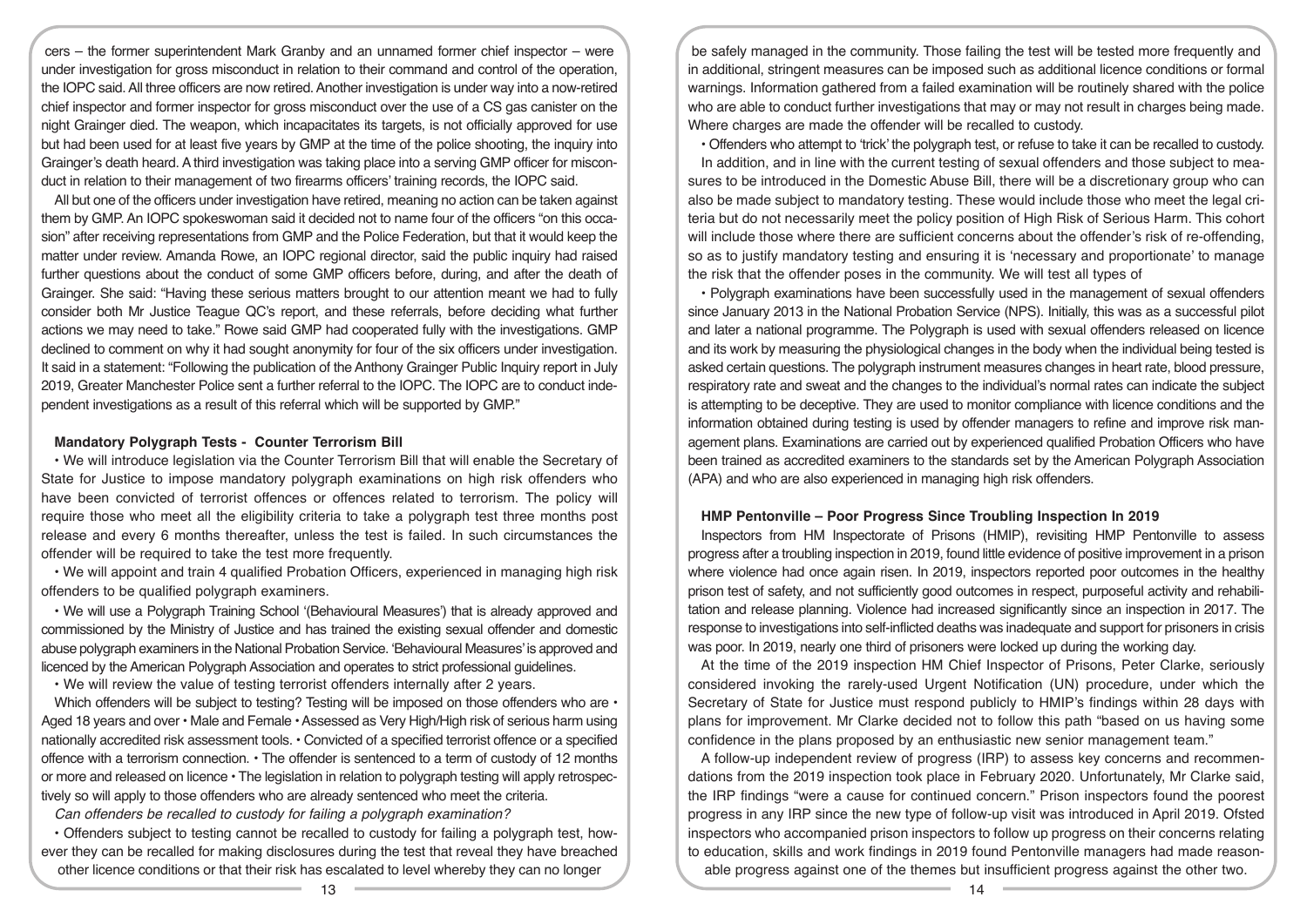cers – the former superintendent Mark Granby and an unnamed former chief inspector – were under investigation for gross misconduct in relation to their command and control of the operation, the IOPC said. All three officers are now retired. Another investigation is under way into a now-retired chief inspector and former inspector for gross misconduct over the use of a CS gas canister on the night Grainger died. The weapon, which incapacitates its targets, is not officially approved for use but had been used for at least five years by GMP at the time of the police shooting, the inquiry into Grainger's death heard. A third investigation was taking place into a serving GMP officer for misconduct in relation to their management of two firearms officers' training records, the IOPC said.

All but one of the officers under investigation have retired, meaning no action can be taken against them by GMP. An IOPC spokeswoman said it decided not to name four of the officers "on this occasion" after receiving representations from GMP and the Police Federation, but that it would keep the matter under review. Amanda Rowe, an IOPC regional director, said the public inquiry had raised further questions about the conduct of some GMP officers before, during, and after the death of Grainger. She said: "Having these serious matters brought to our attention meant we had to fully consider both Mr Justice Teague QC's report, and these referrals, before deciding what further actions we may need to take." Rowe said GMP had cooperated fully with the investigations. GMP declined to comment on why it had sought anonymity for four of the six officers under investigation. It said in a statement: "Following the publication of the Anthony Grainger Public Inquiry report in July 2019, Greater Manchester Police sent a further referral to the IOPC. The IOPC are to conduct independent investigations as a result of this referral which will be supported by GMP."

### Mandatory Polygraph Tests - Counter Terrorism Bill

• We will introduce legislation via the Counter Terrorism Bill that will enable the Secretary of State for Justice to impose mandatory polygraph examinations on high risk offenders who have been convicted of terrorist offences or offences related to terrorism. The policy will require those who meet all the eligibility criteria to take a polygraph test three months post release and every 6 months thereafter, unless the test is failed. In such circumstances the offender will be required to take the test more frequently.

• We will appoint and train 4 qualified Probation Officers, experienced in managing high risk offenders to be qualified polygraph examiners.

• We will use a Polygraph Training School '(Behavioural Measures') that is already approved and commissioned by the Ministry of Justice and has trained the existing sexual offender and domestic abuse polygraph examiners in the National Probation Service. 'Behavioural Measures' is approved and licenced by the American Polygraph Association and operates to strict professional guidelines.

• We will review the value of testing terrorist offenders internally after 2 years.

Which offenders will be subject to testing? Testing will be imposed on those offenders who are • Aged 18 years and over • Male and Female • Assessed as Very High/High risk of serious harm using nationally accredited risk assessment tools. • Convicted of a specified terrorist offence or a specified offence with a terrorism connection. • The offender is sentenced to a term of custody of 12 months or more and released on licence • The legislation in relation to polygraph testing will apply retrospectively so will apply to those offenders who are already sentenced who meet the criteria.

*Can offenders be recalled to custody for failing a polygraph examination?*

• Offenders subject to testing cannot be recalled to custody for failing a polygraph test, however they can be recalled for making disclosures during the test that reveal they have breached other licence conditions or that their risk has escalated to level whereby they can no longer be safely managed in the community. Those failing the test will be tested more frequently and in additional, stringent measures can be imposed such as additional licence conditions or formal warnings. Information gathered from a failed examination will be routinely shared with the police who are able to conduct further investigations that may or may not result in charges being made. Where charges are made the offender will be recalled to custody.

• Offenders who attempt to 'trick' the polygraph test, or refuse to take it can be recalled to custody.

In addition, and in line with the current testing of sexual offenders and those subject to measures to be introduced in the Domestic Abuse Bill, there will be a discretionary group who can also be made subject to mandatory testing. These would include those who meet the legal criteria but do not necessarily meet the policy position of High Risk of Serious Harm. This cohort will include those where there are sufficient concerns about the offender's risk of re-offending, so as to justify mandatory testing and ensuring it is 'necessary and proportionate' to manage the risk that the offender poses in the community. We will test all types of

• Polygraph examinations have been successfully used in the management of sexual offenders since January 2013 in the National Probation Service (NPS). Initially, this was as a successful pilot and later a national programme. The Polygraph is used with sexual offenders released on licence and its work by measuring the physiological changes in the body when the individual being tested is asked certain questions. The polygraph instrument measures changes in heart rate, blood pressure, respiratory rate and sweat and the changes to the individual's normal rates can indicate the subject is attempting to be deceptive. They are used to monitor compliance with licence conditions and the information obtained during testing is used by offender managers to refine and improve risk management plans. Examinations are carried out by experienced qualified Probation Officers who have been trained as accredited examiners to the standards set by the American Polygraph Association (APA) and who are also experienced in managing high risk offenders.

### HMP Pentonville – Poor Progress Since Troubling Inspection In 2019

Inspectors from HM Inspectorate of Prisons (HMIP), revisiting HMP Pentonville to assess progress after a troubling inspection in 2019, found little evidence of positive improvement in a prison where violence had once again risen. In 2019, inspectors reported poor outcomes in the healthy prison test of safety, and not sufficiently good outcomes in respect, purposeful activity and rehabilitation and release planning. Violence had increased significantly since an inspection in 2017. The response to investigations into self-inflicted deaths was inadequate and support for prisoners in crisis was poor. In 2019, nearly one third of prisoners were locked up during the working day.

At the time of the 2019 inspection HM Chief Inspector of Prisons, Peter Clarke, seriously considered invoking the rarely-used Urgent Notification (UN) procedure, under which the Secretary of State for Justice must respond publicly to HMIP's findings within 28 days with plans for improvement. Mr Clarke decided not to follow this path "based on us having some confidence in the plans proposed by an enthusiastic new senior management team."

A follow-up independent review of progress (IRP) to assess key concerns and recommendations from the 2019 inspection took place in February 2020. Unfortunately, Mr Clarke said, the IRP findings "were a cause for continued concern." Prison inspectors found the poorest progress in any IRP since the new type of follow-up visit was introduced in April 2019. Ofsted inspectors who accompanied prison inspectors to follow up progress on their concerns relating to education, skills and work findings in 2019 found Pentonville managers had made reasonable progress against one of the themes but insufficient progress against the other two.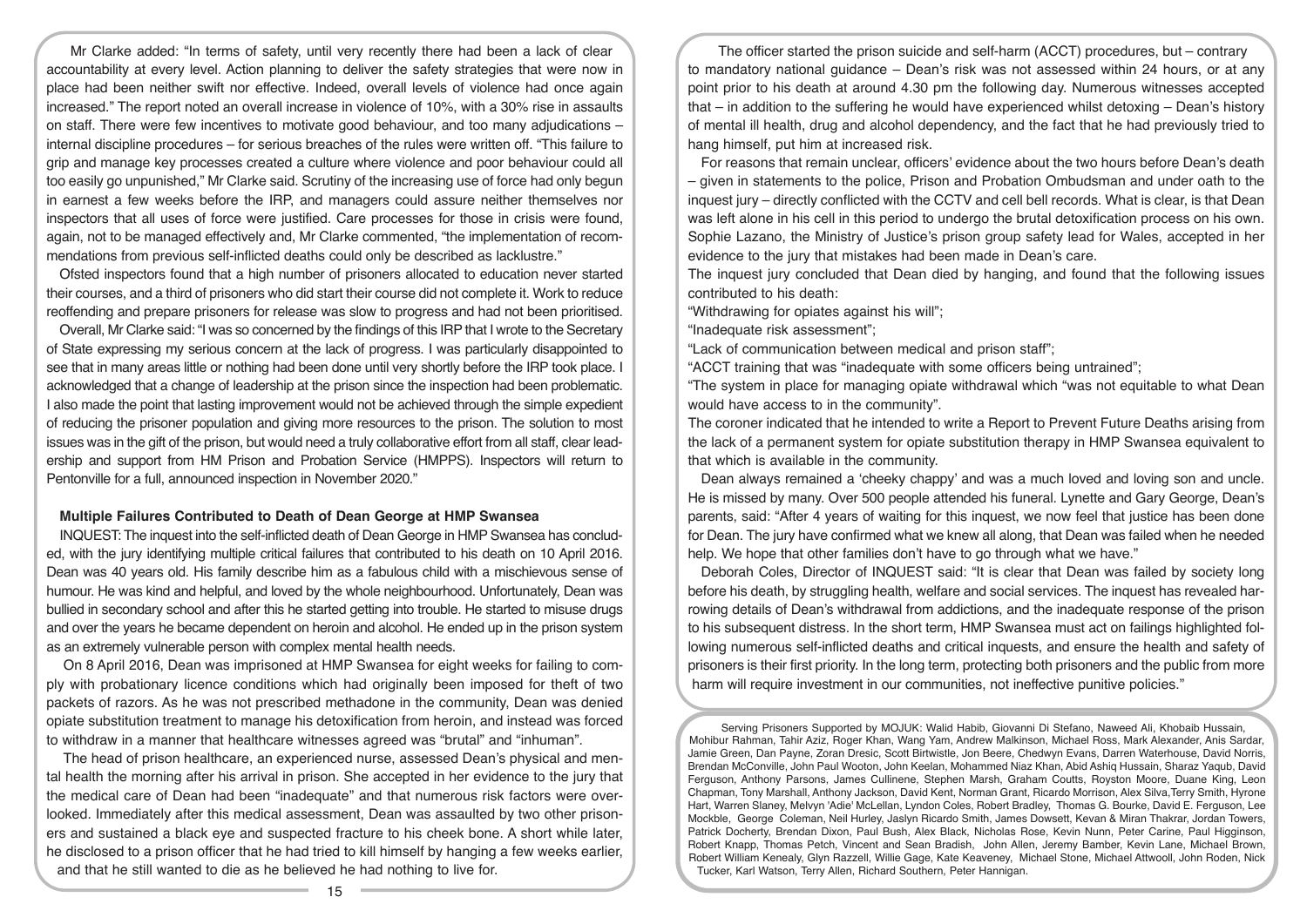Mr Clarke added: "In terms of safety, until very recently there had been a lack of clear accountability at every level. Action planning to deliver the safety strategies that were now in place had been neither swift nor effective. Indeed, overall levels of violence had once again increased." The report noted an overall increase in violence of 10%, with a 30% rise in assaults on staff. There were few incentives to motivate good behaviour, and too many adjudications – internal discipline procedures – for serious breaches of the rules were written off. "This failure to grip and manage key processes created a culture where violence and poor behaviour could all too easily go unpunished," Mr Clarke said. Scrutiny of the increasing use of force had only begun in earnest a few weeks before the IRP, and managers could assure neither themselves nor inspectors that all uses of force were justified. Care processes for those in crisis were found, again, not to be managed effectively and, Mr Clarke commented, "the implementation of recommendations from previous self-inflicted deaths could only be described as lacklustre."

Ofsted inspectors found that a high number of prisoners allocated to education never started their courses, and a third of prisoners who did start their course did not complete it. Work to reduce reoffending and prepare prisoners for release was slow to progress and had not been prioritised.

Overall, Mr Clarke said: "I was so concerned by the findings of this IRP that I wrote to the Secretary of State expressing my serious concern at the lack of progress. I was particularly disappointed to see that in many areas little or nothing had been done until very shortly before the IRP took place. I acknowledged that a change of leadership at the prison since the inspection had been problematic. I also made the point that lasting improvement would not be achieved through the simple expedient of reducing the prisoner population and giving more resources to the prison. The solution to most issues was in the gift of the prison, but would need a truly collaborative effort from all staff, clear leadership and support from HM Prison and Probation Service (HMPPS). Inspectors will return to Pentonville for a full, announced inspection in November 2020."

## Multiple Failures Contributed to Death of Dean George at HMP Swansea

INQUEST: The inquest into the self-inflicted death of Dean George in HMP Swansea has concluded, with the jury identifying multiple critical failures that contributed to his death on 10 April 2016. Dean was 40 years old. His family describe him as a fabulous child with a mischievous sense of humour. He was kind and helpful, and loved by the whole neighbourhood. Unfortunately, Dean was bullied in secondary school and after this he started getting into trouble. He started to misuse drugs and over the years he became dependent on heroin and alcohol. He ended up in the prison system as an extremely vulnerable person with complex mental health needs.

On 8 April 2016, Dean was imprisoned at HMP Swansea for eight weeks for failing to comply with probationary licence conditions which had originally been imposed for theft of two packets of razors. As he was not prescribed methadone in the community, Dean was denied opiate substitution treatment to manage his detoxification from heroin, and instead was forced to withdraw in a manner that healthcare witnesses agreed was "brutal" and "inhuman".

The head of prison healthcare, an experienced nurse, assessed Dean's physical and mental health the morning after his arrival in prison. She accepted in her evidence to the jury that the medical care of Dean had been "inadequate" and that numerous risk factors were overlooked. Immediately after this medical assessment, Dean was assaulted by two other prisoners and sustained a black eye and suspected fracture to his cheek bone. A short while later, he disclosed to a prison officer that he had tried to kill himself by hanging a few weeks earlier, and that he still wanted to die as he believed he had nothing to live for.

The officer started the prison suicide and self-harm (ACCT) procedures, but – contrary to mandatory national guidance – Dean's risk was not assessed within 24 hours, or at any point prior to his death at around 4.30 pm the following day. Numerous witnesses accepted that – in addition to the suffering he would have experienced whilst detoxing – Dean's history of mental ill health, drug and alcohol dependency, and the fact that he had previously tried to hang himself, put him at increased risk.

For reasons that remain unclear, officers' evidence about the two hours before Dean's death – given in statements to the police, Prison and Probation Ombudsman and under oath to the inquest jury – directly conflicted with the CCTV and cell bell records. What is clear, is that Dean was left alone in his cell in this period to undergo the brutal detoxification process on his own. Sophie Lazano, the Ministry of Justice's prison group safety lead for Wales, accepted in her evidence to the jury that mistakes had been made in Dean's care.

The inquest jury concluded that Dean died by hanging, and found that the following issues contributed to his death:

"Withdrawing for opiates against his will";

"Inadequate risk assessment";

"Lack of communication between medical and prison staff";

"ACCT training that was "inadequate with some officers being untrained";

"The system in place for managing opiate withdrawal which "was not equitable to what Dean would have access to in the community".

The coroner indicated that he intended to write a Report to Prevent Future Deaths arising from the lack of a permanent system for opiate substitution therapy in HMP Swansea equivalent to that which is available in the community.

Dean always remained a 'cheeky chappy' and was a much loved and loving son and uncle. He is missed by many. Over 500 people attended his funeral. Lynette and Gary George, Dean's parents, said: "After 4 years of waiting for this inquest, we now feel that justice has been done for Dean. The jury have confirmed what we knew all along, that Dean was failed when he needed help. We hope that other families don't have to go through what we have."

Deborah Coles, Director of INQUEST said: "It is clear that Dean was failed by society long before his death, by struggling health, welfare and social services. The inquest has revealed harrowing details of Dean's withdrawal from addictions, and the inadequate response of the prison to his subsequent distress. In the short term, HMP Swansea must act on failings highlighted following numerous self-inflicted deaths and critical inquests, and ensure the health and safety of prisoners is their first priority. In the long term, protecting both prisoners and the public from more harm will require investment in our communities, not ineffective punitive policies."

Serving Prisoners Supported by MOJUK: Walid Habib, Giovanni Di Stefano, Naweed Ali, Khobaib Hussain, Mohibur Rahman, Tahir Aziz, Roger Khan, Wang Yam, Andrew Malkinson, Michael Ross, Mark Alexander, Anis Sardar, Jamie Green, Dan Payne, Zoran Dresic, Scott Birtwistle, Jon Beere, Chedwyn Evans, Darren Waterhouse, David Norris, Brendan McConville, John Paul Wooton, John Keelan, Mohammed Niaz Khan, Abid Ashiq Hussain, Sharaz Yaqub, David Ferguson, Anthony Parsons, James Cullinene, Stephen Marsh, Graham Coutts, Royston Moore, Duane King, Leon Chapman, Tony Marshall, Anthony Jackson, David Kent, Norman Grant, Ricardo Morrison, Alex Silva, Terry Smith, Hyrone Hart, Warren Slaney, Melvyn 'Adie' McLellan, Lyndon Coles, Robert Bradley, Thomas G. Bourke, David E. Ferguson, Lee Mockble, George Coleman, Neil Hurley, Jaslyn Ricardo Smith, James Dowsett, Kevan & Miran Thakrar, Jordan Towers, Patrick Docherty, Brendan Dixon, Paul Bush, Alex Black, Nicholas Rose, Kevin Nunn, Peter Carine, Paul Higginson, Robert Knapp, Thomas Petch, Vincent and Sean Bradish, John Allen, Jeremy Bamber, Kevin Lane, Michael Brown, Robert William Kenealy, Glyn Razzell, Willie Gage, Kate Keaveney, Michael Stone, Michael Attwooll, John Roden, Nick Tucker, Karl Watson, Terry Allen, Richard Southern, Peter Hannigan.